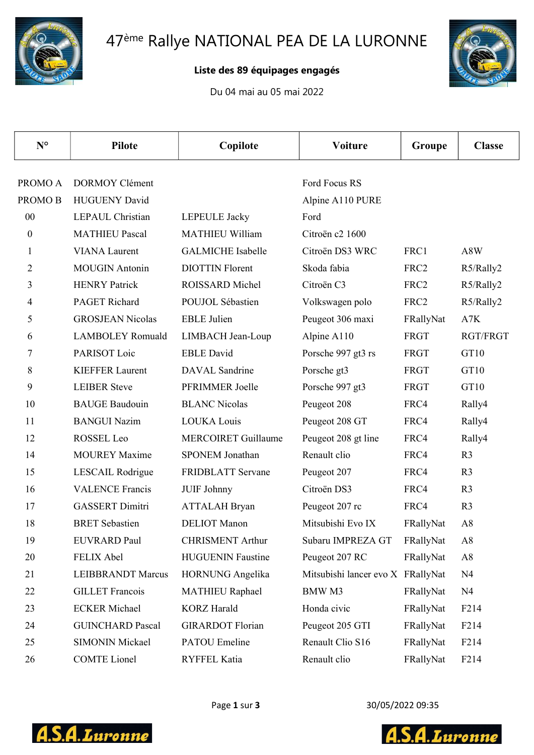# 47ème Rallye NATIONAL PEA DE LA LURONNE

**Liste des 89 équipages engagés**

Du 04 mai au 05 mai 2022

| N° | Pilote | Copilote | Voiture | Groupe | Classe |
|---|---|---|---|---|---|
| PROMO A | DORMOY Clément | | Ford Focus RS | | |
| PROMO B | HUGUENY David | | Alpine A110 PURE | | |
| 00 | LEPAUL Christian | LEPEULE Jacky | Ford | | |
| 0 | MATHIEU Pascal | MATHIEU William | Citroën c2 1600 | | |
| 1 | VIANA Laurent | GALMICHE Isabelle | Citroën DS3 WRC | FRC1 | A8W |
| 2 | MOUGIN Antonin | DIOTTIN Florent | Skoda fabia | FRC2 | R5/Rally2 |
| 3 | HENRY Patrick | ROISSARD Michel | Citroën C3 | FRC2 | R5/Rally2 |
| 4 | PAGET Richard | POUJOL Sébastien | Volkswagen polo | FRC2 | R5/Rally2 |
| 5 | GROSJEAN Nicolas | EBLE Julien | Peugeot 306 maxi | FRallyNat | A7K |
| 6 | LAMBOLEY Romuald | LIMBACH Jean-Loup | Alpine A110 | FRGT | RGT/FRGT |
| 7 | PARISOT Loic | EBLE David | Porsche 997 gt3 rs | FRGT | GT10 |
| 8 | KIEFFER Laurent | DAVAL Sandrine | Porsche gt3 | FRGT | GT10 |
| 9 | LEIBER Steve | PFRIMMER Joelle | Porsche 997 gt3 | FRGT | GT10 |
| 10 | BAUGE Baudouin | BLANC Nicolas | Peugeot 208 | FRC4 | Rally4 |
| 11 | BANGUI Nazim | LOUKA Louis | Peugeot 208 GT | FRC4 | Rally4 |
| 12 | ROSSEL Leo | MERCOIRET Guillaume | Peugeot 208 gt line | FRC4 | Rally4 |
| 14 | MOUREY Maxime | SPONEM Jonathan | Renault clio | FRC4 | R3 |
| 15 | LESCAIL Rodrigue | FRIDBLATT Servane | Peugeot 207 | FRC4 | R3 |
| 16 | VALENCE Francis | JUIF Johnny | Citroën DS3 | FRC4 | R3 |
| 17 | GASSERT Dimitri | ATTALAH Bryan | Peugeot 207 rc | FRC4 | R3 |
| 18 | BRET Sebastien | DELIOT Manon | Mitsubishi Evo IX | FRallyNat | A8 |
| 19 | EUVRARD Paul | CHRISMENT Arthur | Subaru IMPREZA GT | FRallyNat | A8 |
| 20 | FELIX Abel | HUGUENIN Faustine | Peugeot 207 RC | FRallyNat | A8 |
| 21 | LEIBBRANDT Marcus | HORNUNG Angelika | Mitsubishi lancer evo X | FRallyNat | N4 |
| 22 | GILLET Francois | MATHIEU Raphael | BMW M3 | FRallyNat | N4 |
| 23 | ECKER Michael | KORZ Harald | Honda civic | FRallyNat | F214 |
| 24 | GUINCHARD Pascal | GIRARDOT Florian | Peugeot 205 GTI | FRallyNat | F214 |
| 25 | SIMONIN Mickael | PATOU Emeline | Renault Clio S16 | FRallyNat | F214 |
| 26 | COMTE Lionel | RYFFEL Katia | Renault clio | FRallyNat | F214 |

30/05/2022 09:35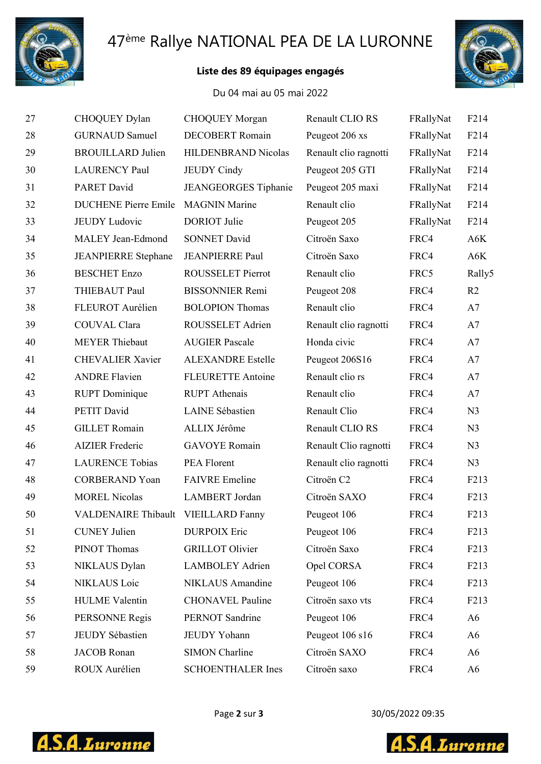# 47ème Rallye NATIONAL PEA DE LA LURONNE

**Liste des 89 équipages engagés**

Du 04 mai au 05 mai 2022

| | | | | | |
|---|---|---|---|---|---|
| 27 | CHOQUEY Dylan | CHOQUEY Morgan | Renault CLIO RS | FRallyNat | F214 |
| 28 | GURNAUD Samuel | DECOBERT Romain | Peugeot 206 xs | FRallyNat | F214 |
| 29 | BROUILLARD Julien | HILDENBRAND Nicolas | Renault clio ragnotti | FRallyNat | F214 |
| 30 | LAURENCY Paul | JEUDY Cindy | Peugeot 205 GTI | FRallyNat | F214 |
| 31 | PARET David | JEANGEORGES Tiphanie | Peugeot 205 maxi | FRallyNat | F214 |
| 32 | DUCHENE Pierre Emile | MAGNIN Marine | Renault clio | FRallyNat | F214 |
| 33 | JEUDY Ludovic | DORIOT Julie | Peugeot 205 | FRallyNat | F214 |
| 34 | MALEY Jean-Edmond | SONNET David | Citroën Saxo | FRC4 | A6K |
| 35 | JEANPIERRE Stephane | JEANPIERRE Paul | Citroën Saxo | FRC4 | A6K |
| 36 | BESCHET Enzo | ROUSSELET Pierrot | Renault clio | FRC5 | Rally5 |
| 37 | THIEBAUT Paul | BISSONNIER Remi | Peugeot 208 | FRC4 | R2 |
| 38 | FLEUROT Aurélien | BOLOPION Thomas | Renault clio | FRC4 | A7 |
| 39 | COUVAL Clara | ROUSSELET Adrien | Renault clio ragnotti | FRC4 | A7 |
| 40 | MEYER Thiebaut | AUGIER Pascale | Honda civic | FRC4 | A7 |
| 41 | CHEVALIER Xavier | ALEXANDRE Estelle | Peugeot 206S16 | FRC4 | A7 |
| 42 | ANDRE Flavien | FLEURETTE Antoine | Renault clio rs | FRC4 | A7 |
| 43 | RUPT Dominique | RUPT Athenais | Renault clio | FRC4 | A7 |
| 44 | PETIT David | LAINE Sébastien | Renault Clio | FRC4 | N3 |
| 45 | GILLET Romain | ALLIX Jérôme | Renault CLIO RS | FRC4 | N3 |
| 46 | AIZIER Frederic | GAVOYE Romain | Renault Clio ragnotti | FRC4 | N3 |
| 47 | LAURENCE Tobias | PEA Florent | Renault clio ragnotti | FRC4 | N3 |
| 48 | CORBERAND Yoan | FAIVRE Emeline | Citroën C2 | FRC4 | F213 |
| 49 | MOREL Nicolas | LAMBERT Jordan | Citroën SAXO | FRC4 | F213 |
| 50 | VALDENAIRE Thibault | VIEILLARD Fanny | Peugeot 106 | FRC4 | F213 |
| 51 | CUNEY Julien | DURPOIX Eric | Peugeot 106 | FRC4 | F213 |
| 52 | PINOT Thomas | GRILLOT Olivier | Citroën Saxo | FRC4 | F213 |
| 53 | NIKLAUS Dylan | LAMBOLEY Adrien | Opel CORSA | FRC4 | F213 |
| 54 | NIKLAUS Loic | NIKLAUS Amandine | Peugeot 106 | FRC4 | F213 |
| 55 | HULME Valentin | CHONAVEL Pauline | Citroën saxo vts | FRC4 | F213 |
| 56 | PERSONNE Regis | PERNOT Sandrine | Peugeot 106 | FRC4 | A6 |
| 57 | JEUDY Sébastien | JEUDY Yohann | Peugeot 106 s16 | FRC4 | A6 |
| 58 | JACOB Ronan | SIMON Charline | Citroën SAXO | FRC4 | A6 |
| 59 | ROUX Aurélien | SCHOENTHALER Ines | Citroën saxo | FRC4 | A6 |

30/05/2022 09:35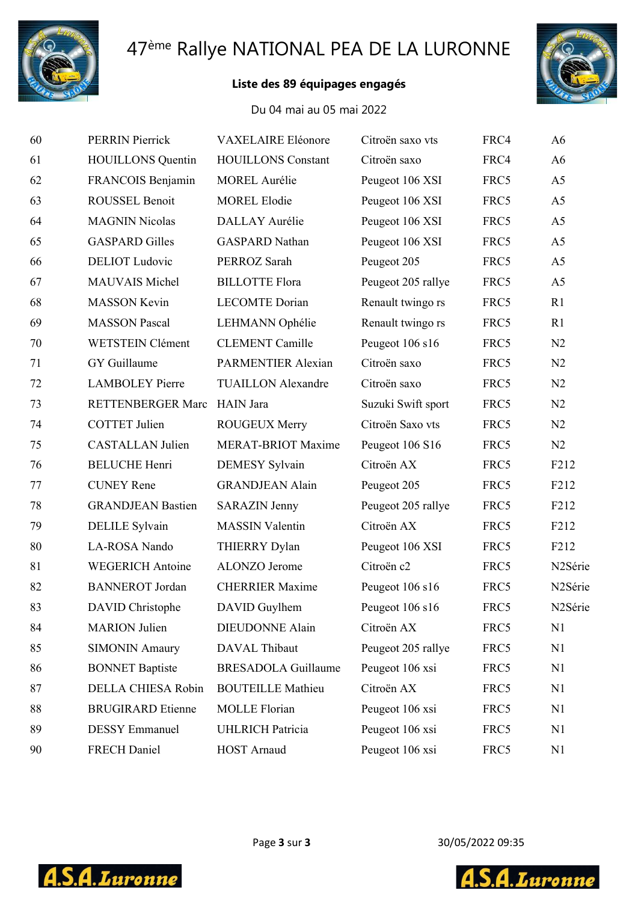# 47ème Rallye NATIONAL PEA DE LA LURONNE

**Liste des 89 équipages engagés**

Du 04 mai au 05 mai 2022

| | | | | | |
|---|---|---|---|---|---|
| 60 | PERRIN Pierrick | VAXELAIRE Eléonore | Citroën saxo vts | FRC4 | A6 |
| 61 | HOUILLONS Quentin | HOUILLONS Constant | Citroën saxo | FRC4 | A6 |
| 62 | FRANCOIS Benjamin | MOREL Aurélie | Peugeot 106 XSI | FRC5 | A5 |
| 63 | ROUSSEL Benoit | MOREL Elodie | Peugeot 106 XSI | FRC5 | A5 |
| 64 | MAGNIN Nicolas | DALLAY Aurélie | Peugeot 106 XSI | FRC5 | A5 |
| 65 | GASPARD Gilles | GASPARD Nathan | Peugeot 106 XSI | FRC5 | A5 |
| 66 | DELIOT Ludovic | PERROZ Sarah | Peugeot 205 | FRC5 | A5 |
| 67 | MAUVAIS Michel | BILLOTTE Flora | Peugeot 205 rallye | FRC5 | A5 |
| 68 | MASSON Kevin | LECOMTE Dorian | Renault twingo rs | FRC5 | R1 |
| 69 | MASSON Pascal | LEHMANN Ophélie | Renault twingo rs | FRC5 | R1 |
| 70 | WETSTEIN Clément | CLEMENT Camille | Peugeot 106 s16 | FRC5 | N2 |
| 71 | GY Guillaume | PARMENTIER Alexian | Citroën saxo | FRC5 | N2 |
| 72 | LAMBOLEY Pierre | TUAILLON Alexandre | Citroën saxo | FRC5 | N2 |
| 73 | RETTENBERGER Marc | HAIN Jara | Suzuki Swift sport | FRC5 | N2 |
| 74 | COTTET Julien | ROUGEUX Merry | Citroën Saxo vts | FRC5 | N2 |
| 75 | CASTALLAN Julien | MERAT-BRIOT Maxime | Peugeot 106 S16 | FRC5 | N2 |
| 76 | BELUCHE Henri | DEMESY Sylvain | Citroën AX | FRC5 | F212 |
| 77 | CUNEY Rene | GRANDJEAN Alain | Peugeot 205 | FRC5 | F212 |
| 78 | GRANDJEAN Bastien | SARAZIN Jenny | Peugeot 205 rallye | FRC5 | F212 |
| 79 | DELILE Sylvain | MASSIN Valentin | Citroën AX | FRC5 | F212 |
| 80 | LA-ROSA Nando | THIERRY Dylan | Peugeot 106 XSI | FRC5 | F212 |
| 81 | WEGERICH Antoine | ALONZO Jerome | Citroën c2 | FRC5 | N2Série |
| 82 | BANNEROT Jordan | CHERRIER Maxime | Peugeot 106 s16 | FRC5 | N2Série |
| 83 | DAVID Christophe | DAVID Guylhem | Peugeot 106 s16 | FRC5 | N2Série |
| 84 | MARION Julien | DIEUDONNE Alain | Citroën AX | FRC5 | N1 |
| 85 | SIMONIN Amaury | DAVAL Thibaut | Peugeot 205 rallye | FRC5 | N1 |
| 86 | BONNET Baptiste | BRESADOLA Guillaume | Peugeot 106 xsi | FRC5 | N1 |
| 87 | DELLA CHIESA Robin | BOUTEILLE Mathieu | Citroën AX | FRC5 | N1 |
| 88 | BRUGIRARD Etienne | MOLLE Florian | Peugeot 106 xsi | FRC5 | N1 |
| 89 | DESSY Emmanuel | UHLRICH Patricia | Peugeot 106 xsi | FRC5 | N1 |
| 90 | FRECH Daniel | HOST Arnaud | Peugeot 106 xsi | FRC5 | N1 |

30/05/2022 09:35